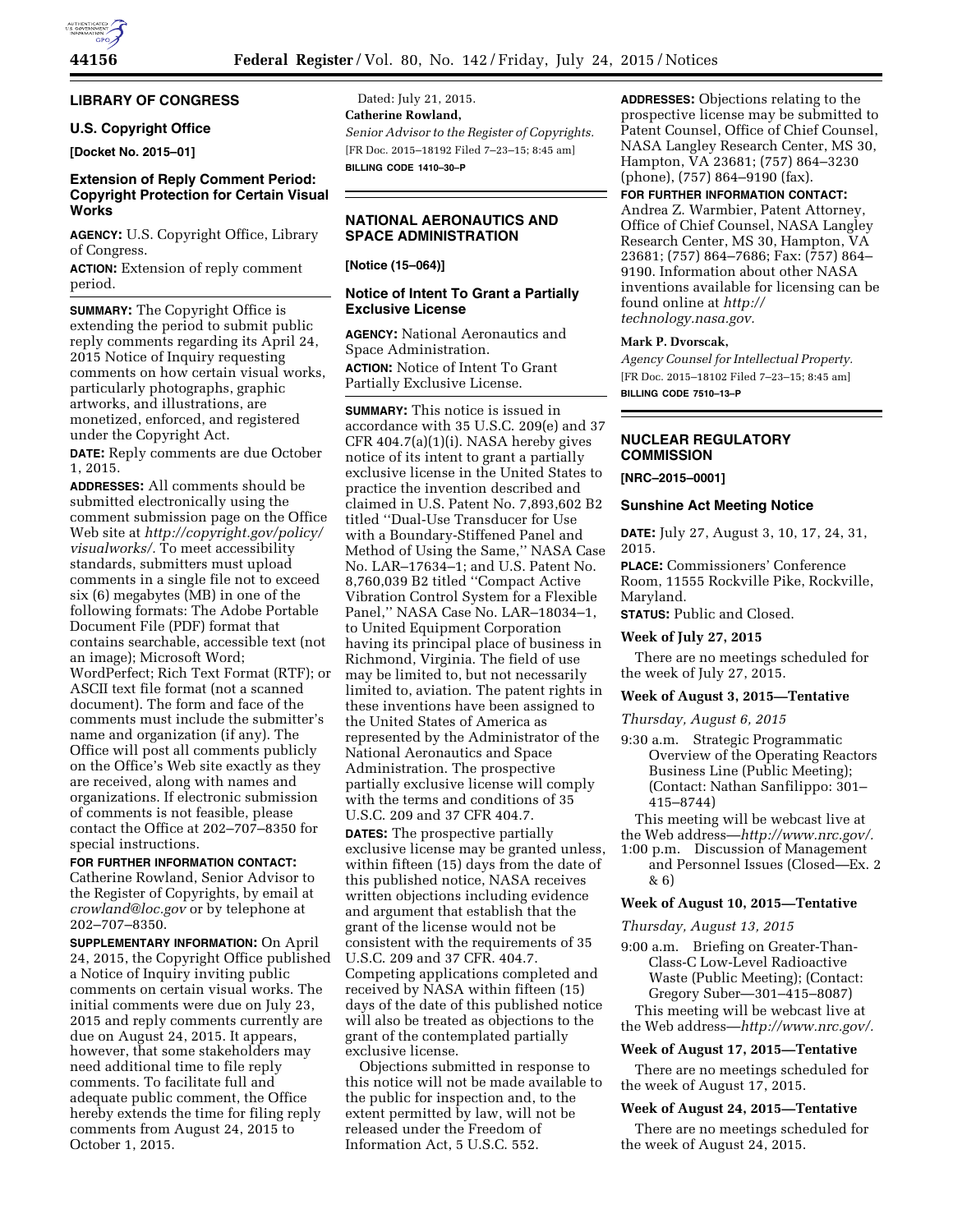## LIBRARY OF CONGRESS

### U.S. Copyright Office

**[Docket No. 2015–01]**

### Extension of Reply Comment Period: Copyright Protection for Certain Visual Works

**AGENCY:** U.S. Copyright Office, Library of Congress.

**ACTION:** Extension of reply comment period.

**SUMMARY:** The Copyright Office is extending the period to submit public reply comments regarding its April 24, 2015 Notice of Inquiry requesting comments on how certain visual works, particularly photographs, graphic artworks, and illustrations, are monetized, enforced, and registered under the Copyright Act.

**DATE:** Reply comments are due October 1, 2015.

**ADDRESSES:** All comments should be submitted electronically using the comment submission page on the Office Web site at *http://copyright.gov/policy/visualworks/*. To meet accessibility standards, submitters must upload comments in a single file not to exceed six (6) megabytes (MB) in one of the following formats: The Adobe Portable Document File (PDF) format that contains searchable, accessible text (not an image); Microsoft Word; WordPerfect; Rich Text Format (RTF); or ASCII text file format (not a scanned document). The form and face of the comments must include the submitter's name and organization (if any). The Office will post all comments publicly on the Office's Web site exactly as they are received, along with names and organizations. If electronic submission of comments is not feasible, please contact the Office at 202–707–8350 for special instructions.

**FOR FURTHER INFORMATION CONTACT:** Catherine Rowland, Senior Advisor to the Register of Copyrights, by email at *crowland@loc.gov* or by telephone at 202–707–8350.

**SUPPLEMENTARY INFORMATION:** On April 24, 2015, the Copyright Office published a Notice of Inquiry inviting public comments on certain visual works. The initial comments were due on July 23, 2015 and reply comments currently are due on August 24, 2015. It appears, however, that some stakeholders may need additional time to file reply comments. To facilitate full and adequate public comment, the Office hereby extends the time for filing reply comments from August 24, 2015 to October 1, 2015.

Dated: July 21, 2015.

**Catherine Rowland,**

*Senior Advisor to the Register of Copyrights.*

[FR Doc. 2015–18192 Filed 7–23–15; 8:45 am]

**BILLING CODE 1410–30–P**

## NATIONAL AERONAUTICS AND SPACE ADMINISTRATION

**[Notice (15–064)]**

### Notice of Intent To Grant a Partially Exclusive License

**AGENCY:** National Aeronautics and Space Administration.

**ACTION:** Notice of Intent To Grant Partially Exclusive License.

**SUMMARY:** This notice is issued in accordance with 35 U.S.C. 209(e) and 37 CFR 404.7(a)(1)(i). NASA hereby gives notice of its intent to grant a partially exclusive license in the United States to practice the invention described and claimed in U.S. Patent No. 7,893,602 B2 titled ''Dual-Use Transducer for Use with a Boundary-Stiffened Panel and Method of Using the Same,'' NASA Case No. LAR–17634–1; and U.S. Patent No. 8,760,039 B2 titled ''Compact Active Vibration Control System for a Flexible Panel,'' NASA Case No. LAR–18034–1, to United Equipment Corporation having its principal place of business in Richmond, Virginia. The field of use may be limited to, but not necessarily limited to, aviation. The patent rights in these inventions have been assigned to the United States of America as represented by the Administrator of the National Aeronautics and Space Administration. The prospective partially exclusive license will comply with the terms and conditions of 35 U.S.C. 209 and 37 CFR 404.7.

**DATES:** The prospective partially exclusive license may be granted unless, within fifteen (15) days from the date of this published notice, NASA receives written objections including evidence and argument that establish that the grant of the license would not be consistent with the requirements of 35 U.S.C. 209 and 37 CFR. 404.7. Competing applications completed and received by NASA within fifteen (15) days of the date of this published notice will also be treated as objections to the grant of the contemplated partially exclusive license.

Objections submitted in response to this notice will not be made available to the public for inspection and, to the extent permitted by law, will not be released under the Freedom of Information Act, 5 U.S.C. 552.

**ADDRESSES:** Objections relating to the prospective license may be submitted to Patent Counsel, Office of Chief Counsel, NASA Langley Research Center, MS 30, Hampton, VA 23681; (757) 864–3230 (phone), (757) 864–9190 (fax).

**FOR FURTHER INFORMATION CONTACT:** Andrea Z. Warmbier, Patent Attorney, Office of Chief Counsel, NASA Langley Research Center, MS 30, Hampton, VA 23681; (757) 864–7686; Fax: (757) 864–9190. Information about other NASA inventions available for licensing can be found online at *http://technology.nasa.gov.*

**Mark P. Dvorscak,**

*Agency Counsel for Intellectual Property.*

[FR Doc. 2015–18102 Filed 7–23–15; 8:45 am]

**BILLING CODE 7510–13–P**

## NUCLEAR REGULATORY COMMISSION

**[NRC–2015–0001]**

### Sunshine Act Meeting Notice

**DATE:** July 27, August 3, 10, 17, 24, 31, 2015.

**PLACE:** Commissioners' Conference Room, 11555 Rockville Pike, Rockville, Maryland.

**STATUS:** Public and Closed.

#### Week of July 27, 2015

There are no meetings scheduled for the week of July 27, 2015.

#### Week of August 3, 2015—Tentative

*Thursday, August 6, 2015*

9:30 a.m. Strategic Programmatic Overview of the Operating Reactors Business Line (Public Meeting); (Contact: Nathan Sanfilippo: 301–415–8744)

This meeting will be webcast live at the Web address—*http://www.nrc.gov/.*

1:00 p.m. Discussion of Management and Personnel Issues (Closed—Ex. 2 & 6)

#### Week of August 10, 2015—Tentative

*Thursday, August 13, 2015*

9:00 a.m. Briefing on Greater-Than-Class-C Low-Level Radioactive Waste (Public Meeting); (Contact: Gregory Suber—301–415–8087)

This meeting will be webcast live at the Web address—*http://www.nrc.gov/.*

#### Week of August 17, 2015—Tentative

There are no meetings scheduled for the week of August 17, 2015.

#### Week of August 24, 2015—Tentative

There are no meetings scheduled for the week of August 24, 2015.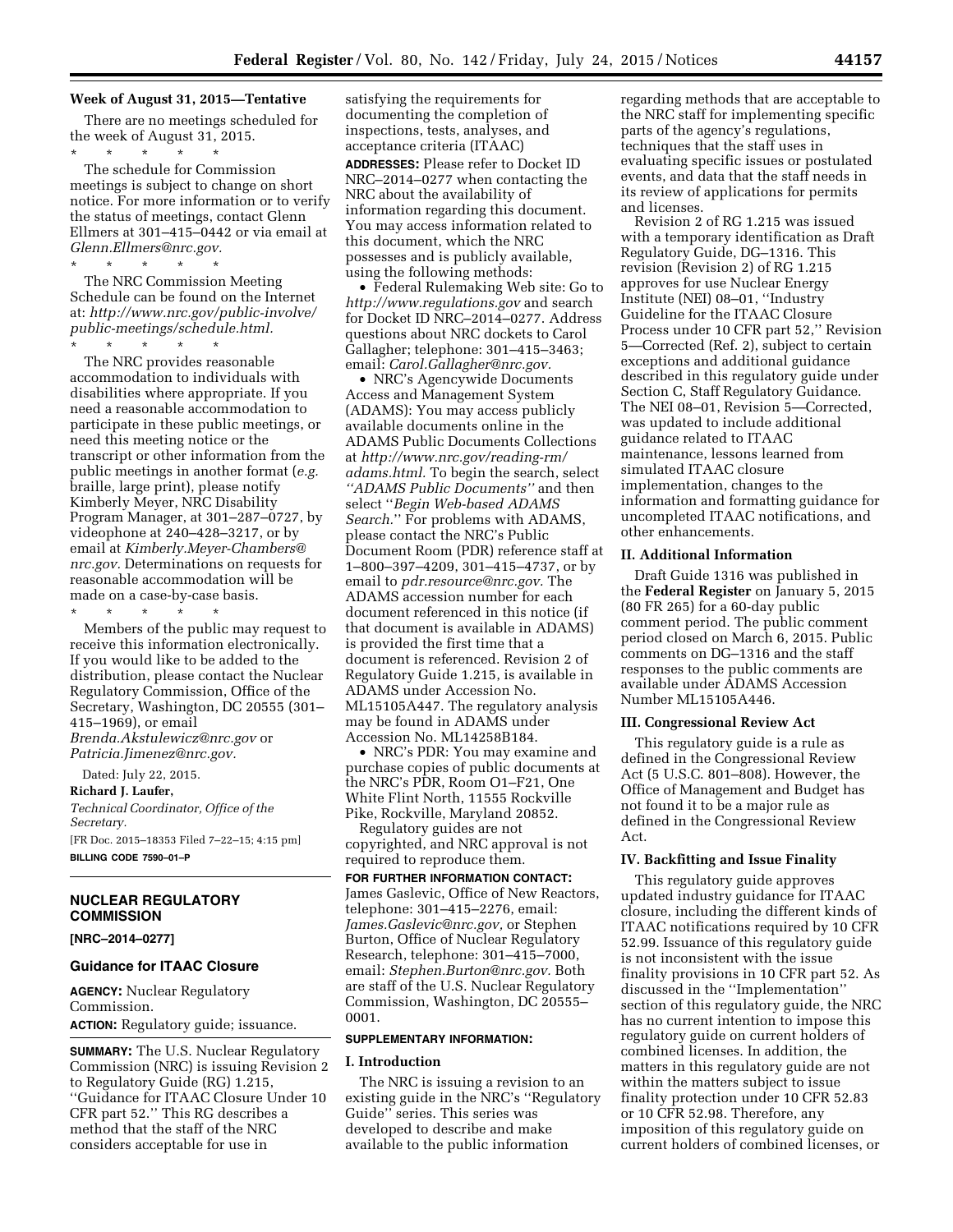**Week of August 31, 2015—Tentative**

There are no meetings scheduled for the week of August 31, 2015.

\* \* \* \* \*

The schedule for Commission meetings is subject to change on short notice. For more information or to verify the status of meetings, contact Glenn Ellmers at 301–415–0442 or via email at *Glenn.Ellmers@nrc.gov.*

\* \* \* \* \*

The NRC Commission Meeting Schedule can be found on the Internet at: *http://www.nrc.gov/public-involve/public-meetings/schedule.html.*

\* \* \* \* \*

The NRC provides reasonable accommodation to individuals with disabilities where appropriate. If you need a reasonable accommodation to participate in these public meetings, or need this meeting notice or the transcript or other information from the public meetings in another format (*e.g.* braille, large print), please notify Kimberly Meyer, NRC Disability Program Manager, at 301–287–0727, by videophone at 240–428–3217, or by email at *Kimberly.Meyer-Chambers@nrc.gov.* Determinations on requests for reasonable accommodation will be made on a case-by-case basis.

\* \* \* \* \*

Members of the public may request to receive this information electronically. If you would like to be added to the distribution, please contact the Nuclear Regulatory Commission, Office of the Secretary, Washington, DC 20555 (301–415–1969), or email *Brenda.Akstulewicz@nrc.gov* or *Patricia.Jimenez@nrc.gov.*

Dated: July 22, 2015.

**Richard J. Laufer,**

*Technical Coordinator, Office of the Secretary.*

[FR Doc. 2015–18353 Filed 7–22–15; 4:15 pm]

**BILLING CODE 7590–01–P**

## NUCLEAR REGULATORY COMMISSION

**[NRC–2014–0277]**

### Guidance for ITAAC Closure

**AGENCY:** Nuclear Regulatory Commission.

**ACTION:** Regulatory guide; issuance.

**SUMMARY:** The U.S. Nuclear Regulatory Commission (NRC) is issuing Revision 2 to Regulatory Guide (RG) 1.215, ''Guidance for ITAAC Closure Under 10 CFR part 52.'' This RG describes a method that the staff of the NRC considers acceptable for use in satisfying the requirements for documenting the completion of inspections, tests, analyses, and acceptance criteria (ITAAC)

**ADDRESSES:** Please refer to Docket ID NRC–2014–0277 when contacting the NRC about the availability of information regarding this document. You may access information related to this document, which the NRC possesses and is publicly available, using the following methods:

- Federal Rulemaking Web site: Go to *http://www.regulations.gov* and search for Docket ID NRC–2014–0277. Address questions about NRC dockets to Carol Gallagher; telephone: 301–415–3463; email: *Carol.Gallagher@nrc.gov.*
- NRC's Agencywide Documents Access and Management System (ADAMS): You may access publicly available documents online in the ADAMS Public Documents Collections at *http://www.nrc.gov/reading-rm/adams.html.* To begin the search, select *''ADAMS Public Documents''* and then select ''*Begin Web-based ADAMS Search.*'' For problems with ADAMS, please contact the NRC's Public Document Room (PDR) reference staff at 1–800–397–4209, 301–415–4737, or by email to *pdr.resource@nrc.gov.* The ADAMS accession number for each document referenced in this notice (if that document is available in ADAMS) is provided the first time that a document is referenced. Revision 2 of Regulatory Guide 1.215, is available in ADAMS under Accession No. ML15105A447. The regulatory analysis may be found in ADAMS under Accession No. ML14258B184.
- NRC's PDR: You may examine and purchase copies of public documents at the NRC's PDR, Room O1–F21, One White Flint North, 11555 Rockville Pike, Rockville, Maryland 20852.

Regulatory guides are not copyrighted, and NRC approval is not required to reproduce them.

**FOR FURTHER INFORMATION CONTACT:** James Gaslevic, Office of New Reactors, telephone: 301–415–2276, email: *James.Gaslevic@nrc.gov,* or Stephen Burton, Office of Nuclear Regulatory Research, telephone: 301–415–7000, email: *Stephen.Burton@nrc.gov.* Both are staff of the U.S. Nuclear Regulatory Commission, Washington, DC 20555–0001.

**SUPPLEMENTARY INFORMATION:**

**I. Introduction**

The NRC is issuing a revision to an existing guide in the NRC's ''Regulatory Guide'' series. This series was developed to describe and make available to the public information regarding methods that are acceptable to the NRC staff for implementing specific parts of the agency's regulations, techniques that the staff uses in evaluating specific issues or postulated events, and data that the staff needs in its review of applications for permits and licenses.

Revision 2 of RG 1.215 was issued with a temporary identification as Draft Regulatory Guide, DG–1316. This revision (Revision 2) of RG 1.215 approves for use Nuclear Energy Institute (NEI) 08–01, ''Industry Guideline for the ITAAC Closure Process under 10 CFR part 52,'' Revision 5—Corrected (Ref. 2), subject to certain exceptions and additional guidance described in this regulatory guide under Section C, Staff Regulatory Guidance. The NEI 08–01, Revision 5—Corrected, was updated to include additional guidance related to ITAAC maintenance, lessons learned from simulated ITAAC closure implementation, changes to the information and formatting guidance for uncompleted ITAAC notifications, and other enhancements.

**II. Additional Information**

Draft Guide 1316 was published in the **Federal Register** on January 5, 2015 (80 FR 265) for a 60-day public comment period. The public comment period closed on March 6, 2015. Public comments on DG–1316 and the staff responses to the public comments are available under ADAMS Accession Number ML15105A446.

**III. Congressional Review Act**

This regulatory guide is a rule as defined in the Congressional Review Act (5 U.S.C. 801–808). However, the Office of Management and Budget has not found it to be a major rule as defined in the Congressional Review Act.

**IV. Backfitting and Issue Finality**

This regulatory guide approves updated industry guidance for ITAAC closure, including the different kinds of ITAAC notifications required by 10 CFR 52.99. Issuance of this regulatory guide is not inconsistent with the issue finality provisions in 10 CFR part 52. As discussed in the ''Implementation'' section of this regulatory guide, the NRC has no current intention to impose this regulatory guide on current holders of combined licenses. In addition, the matters in this regulatory guide are not within the matters subject to issue finality protection under 10 CFR 52.83 or 10 CFR 52.98. Therefore, any imposition of this regulatory guide on current holders of combined licenses, or